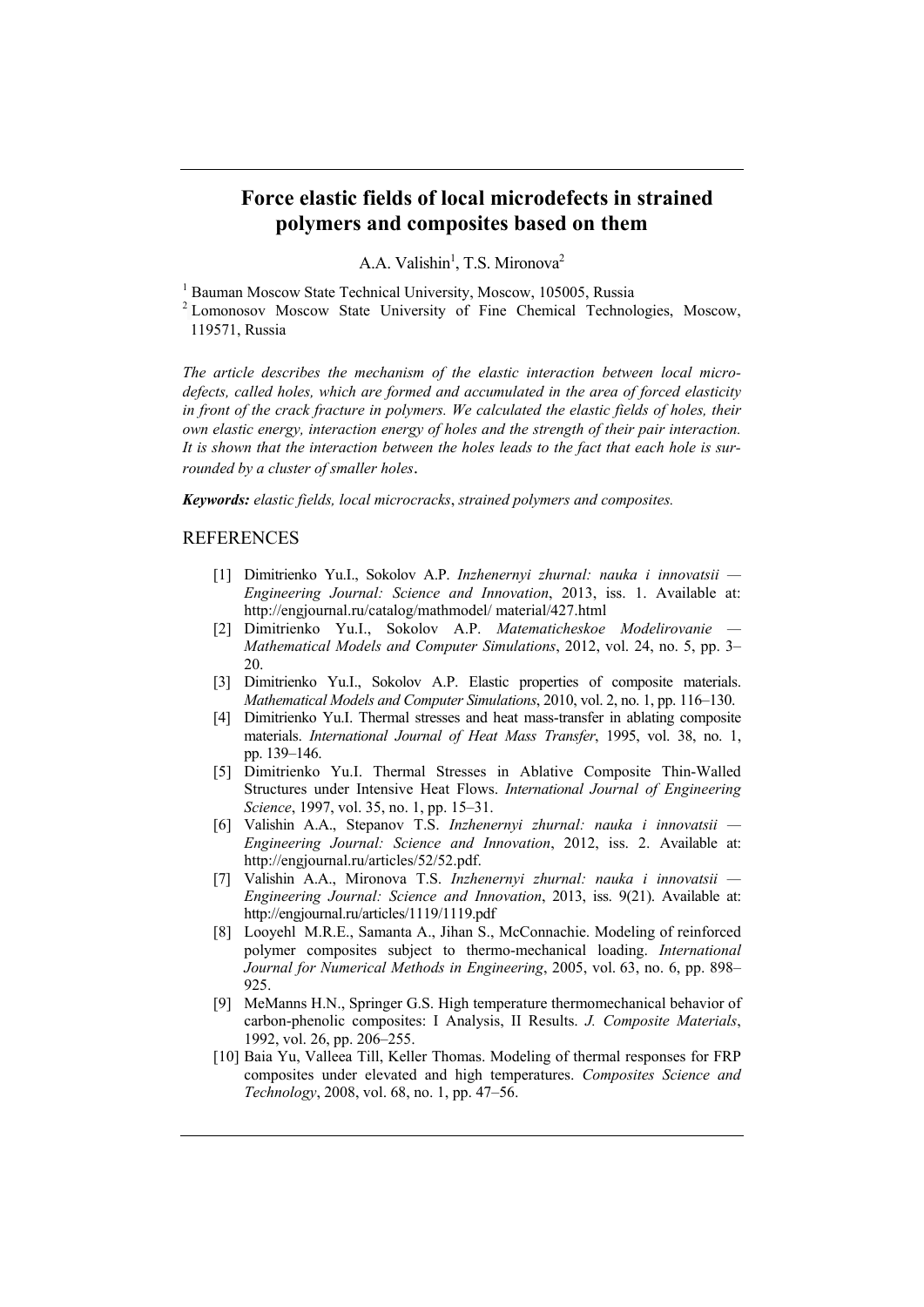# Force elastic fields of local microdefects in strained polymers and composites based on them

A.A. Valishin[1], T.S. Mironova[2]

[1] Bauman Moscow State Technical University, Moscow, 105005, Russia

[2] Lomonosov Moscow State University of Fine Chemical Technologies, Moscow, 119571, Russia

*The article describes the mechanism of the elastic interaction between local micro-defects, called holes, which are formed and accumulated in the area of forced elasticity in front of the crack fracture in polymers. We calculated the elastic fields of holes, their own elastic energy, interaction energy of holes and the strength of their pair interaction. It is shown that the interaction between the holes leads to the fact that each hole is surrounded by a cluster of smaller holes*.

***Keywords:*** *elastic fields, local microcracks*, *strained polymers and composites.*

## REFERENCES

[1] Dimitrienko Yu.I., Sokolov A.P. *Inzhenernyi zhurnal: nauka i innovatsii — Engineering Journal: Science and Innovation*, 2013, iss. 1. Available at: http://engjournal.ru/catalog/mathmodel/ material/427.html

[2] Dimitrienko Yu.I., Sokolov A.P. *Matematicheskoe Modelirovanie — Mathematical Models and Computer Simulations*, 2012, vol. 24, no. 5, pp. 3–20.

[3] Dimitrienko Yu.I., Sokolov A.P. Elastic properties of composite materials. *Mathematical Models and Computer Simulations*, 2010, vol. 2, no. 1, pp. 116–130.

[4] Dimitrienko Yu.I. Thermal stresses and heat mass-transfer in ablating composite materials. *International Journal of Heat Mass Transfer*, 1995, vol. 38, no. 1, pp. 139–146.

[5] Dimitrienko Yu.I. Thermal Stresses in Ablative Composite Thin-Walled Structures under Intensive Heat Flows. *International Journal of Engineering Science*, 1997, vol. 35, no. 1, pp. 15–31.

[6] Valishin A.A., Stepanov T.S. *Inzhenernyi zhurnal: nauka i innovatsii — Engineering Journal: Science and Innovation*, 2012, iss. 2. Available at: http://engjournal.ru/articles/52/52.pdf.

[7] Valishin A.A., Mironova T.S. *Inzhenernyi zhurnal: nauka i innovatsii — Engineering Journal: Science and Innovation*, 2013, iss. 9(21). Available at: http://engjournal.ru/articles/1119/1119.pdf

[8] Looyehl M.R.E., Samanta A., Jihan S., McConnachie. Modeling of reinforced polymer composites subject to thermo-mechanical loading. *International Journal for Numerical Methods in Engineering*, 2005, vol. 63, no. 6, pp. 898–925.

[9] MeManns H.N., Springer G.S. High temperature thermomechanical behavior of carbon-phenolic composites: I Analysis, II Results. *J. Composite Materials*, 1992, vol. 26, pp. 206–255.

[10] Baia Yu, Valleea Till, Keller Thomas. Modeling of thermal responses for FRP composites under elevated and high temperatures. *Composites Science and Technology*, 2008, vol. 68, no. 1, pp. 47–56.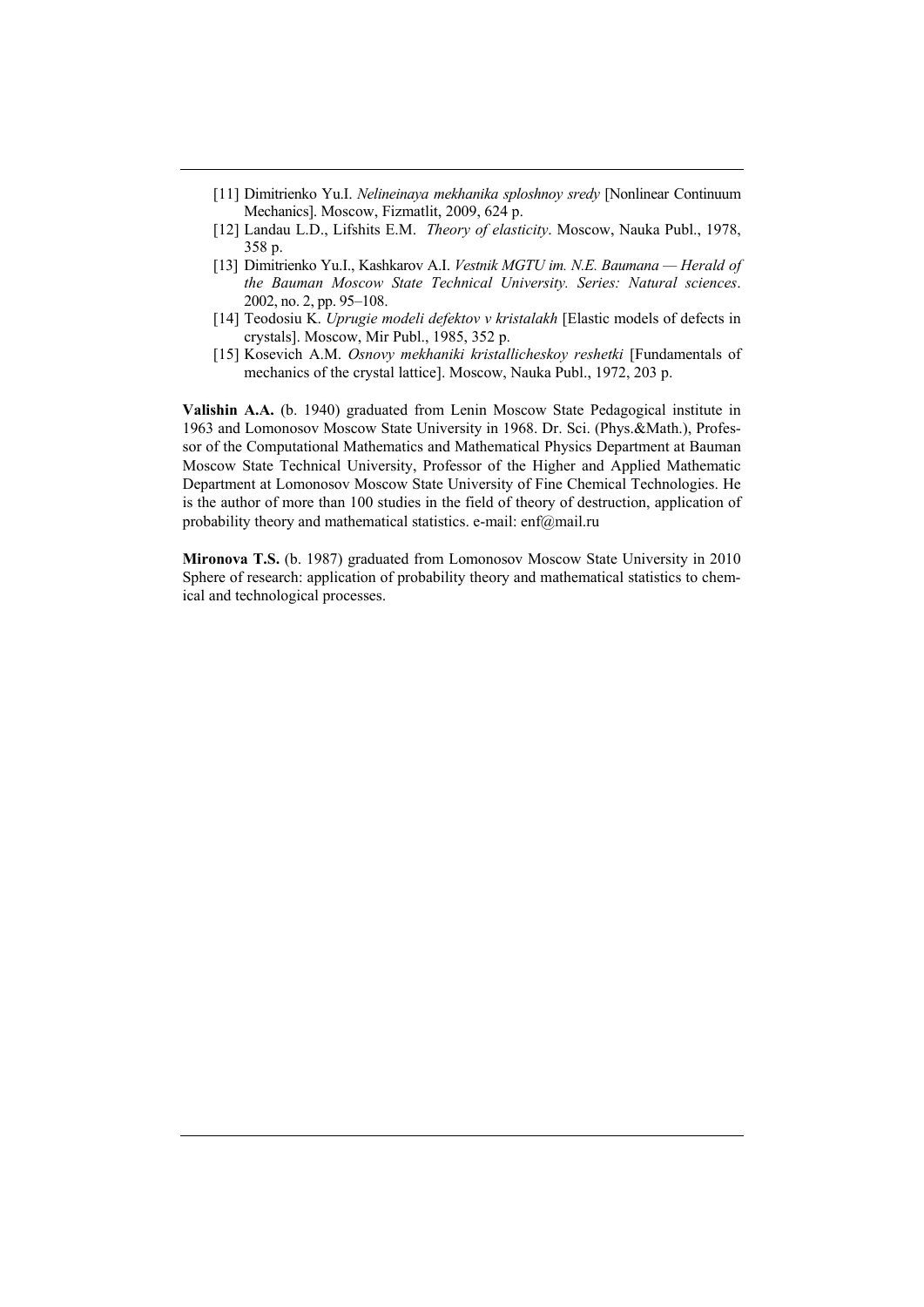[11] Dimitrienko Yu.I. *Nelineinaya mekhanika sploshnoy sredy* [Nonlinear Continuum Mechanics]. Moscow, Fizmatlit, 2009, 624 p.

[12] Landau L.D., Lifshits E.M. *Theory of elasticity*. Moscow, Nauka Publ., 1978, 358 p.

[13] Dimitrienko Yu.I., Kashkarov A.I. *Vestnik MGTU im. N.E. Baumana — Herald of the Bauman Moscow State Technical University. Series: Natural sciences*. 2002, no. 2, pp. 95–108.

[14] Teodosiu K. *Uprugie modeli defektov v kristalakh* [Elastic models of defects in crystals]. Moscow, Mir Publ., 1985, 352 p.

[15] Kosevich A.M. *Osnovy mekhaniki kristallicheskoy reshetki* [Fundamentals of mechanics of the crystal lattice]. Moscow, Nauka Publ., 1972, 203 p.

**Valishin A.A.** (b. 1940) graduated from Lenin Moscow State Pedagogical institute in 1963 and Lomonosov Moscow State University in 1968. Dr. Sci. (Phys.&Math.), Professor of the Computational Mathematics and Mathematical Physics Department at Bauman Moscow State Technical University, Professor of the Higher and Applied Mathematic Department at Lomonosov Moscow State University of Fine Chemical Technologies. He is the author of more than 100 studies in the field of theory of destruction, application of probability theory and mathematical statistics. e-mail: enf@mail.ru

**Mironova T.S.** (b. 1987) graduated from Lomonosov Moscow State University in 2010 Sphere of research: application of probability theory and mathematical statistics to chemical and technological processes.